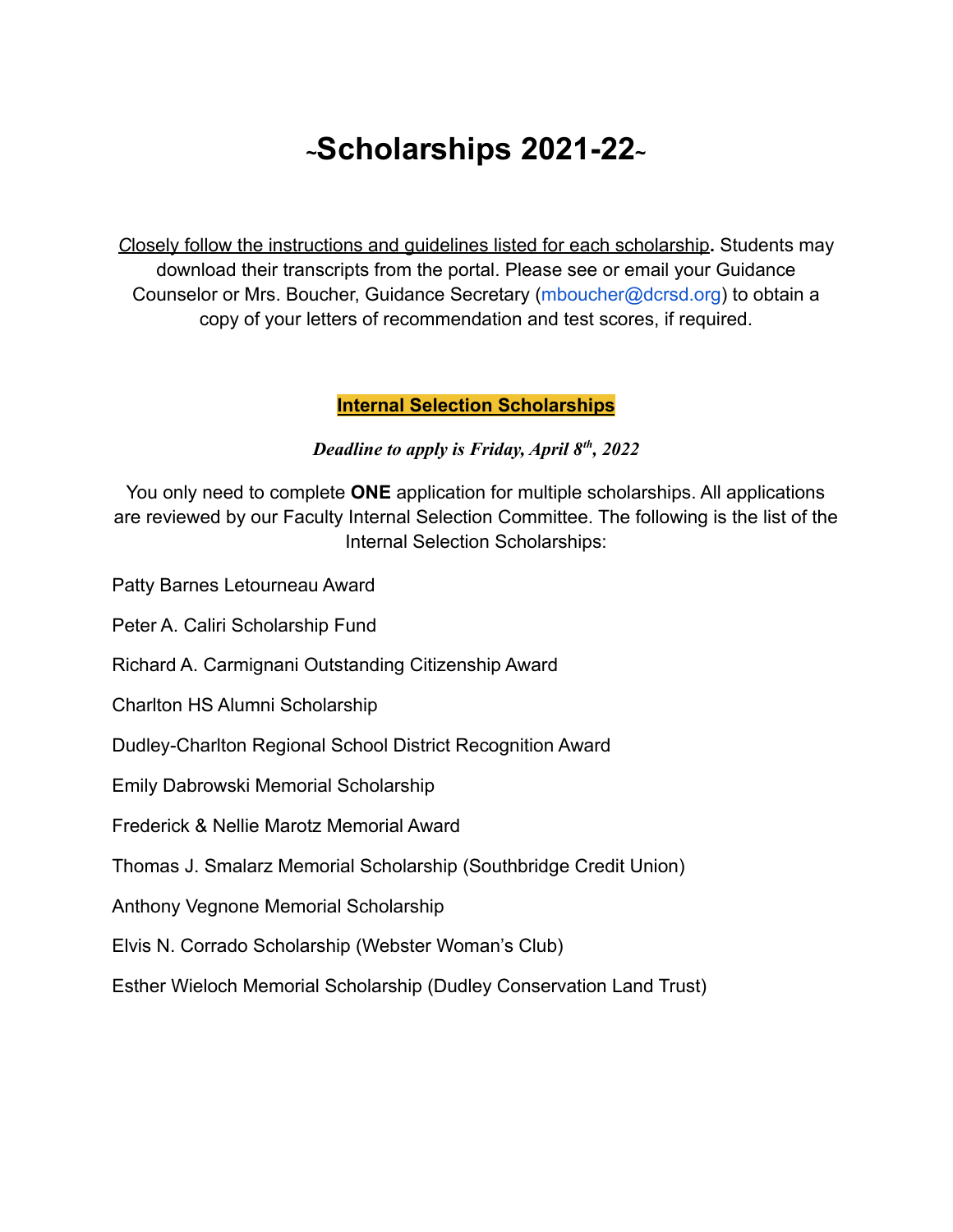# ~Scholarships 2021-22~

Closely follow the instructions and guidelines listed for each scholarship**.** Students may download their transcripts from the portal. Please see or email your Guidance Counselor or Mrs. Boucher, Guidance Secretary (mboucher@dcrsd.org) to obtain a copy of your letters of recommendation and test scores, if required.

## Internal Selection Scholarships

***Deadline to apply is Friday, April 8th, 2022***

You only need to complete **ONE** application for multiple scholarships. All applications are reviewed by our Faculty Internal Selection Committee. The following is the list of the Internal Selection Scholarships:

Patty Barnes Letourneau Award

Peter A. Caliri Scholarship Fund

Richard A. Carmignani Outstanding Citizenship Award

Charlton HS Alumni Scholarship

Dudley-Charlton Regional School District Recognition Award

Emily Dabrowski Memorial Scholarship

Frederick & Nellie Marotz Memorial Award

Thomas J. Smalarz Memorial Scholarship (Southbridge Credit Union)

Anthony Vegnone Memorial Scholarship

Elvis N. Corrado Scholarship (Webster Woman's Club)

Esther Wieloch Memorial Scholarship (Dudley Conservation Land Trust)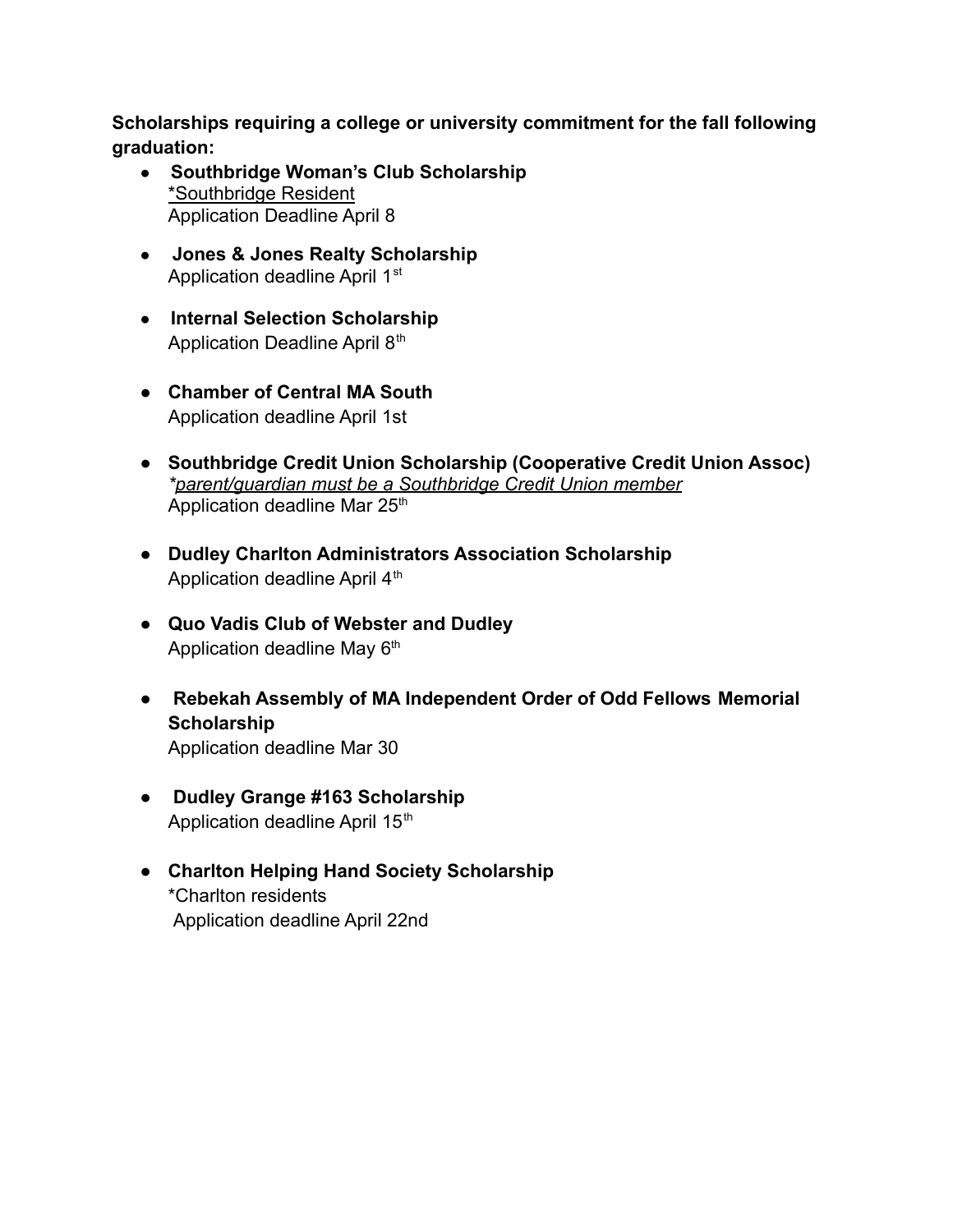**Scholarships requiring a college or university commitment for the fall following graduation:**

- **Southbridge Woman's Club Scholarship**
  *Southbridge Resident
  Application Deadline April 8

- **Jones & Jones Realty Scholarship**
  Application deadline April 1st

- **Internal Selection Scholarship**
  Application Deadline April 8th

- **Chamber of Central MA South**
  Application deadline April 1st

- **Southbridge Credit Union Scholarship (Cooperative Credit Union Assoc)**
  *\*parent/guardian must be a Southbridge Credit Union member*
  Application deadline Mar 25th

- **Dudley Charlton Administrators Association Scholarship**
  Application deadline April 4th

- **Quo Vadis Club of Webster and Dudley**
  Application deadline May 6th

- **Rebekah Assembly of MA Independent Order of Odd Fellows Memorial Scholarship**
  Application deadline Mar 30

- **Dudley Grange #163 Scholarship**
  Application deadline April 15th

- **Charlton Helping Hand Society Scholarship**
  *Charlton residents
  Application deadline April 22nd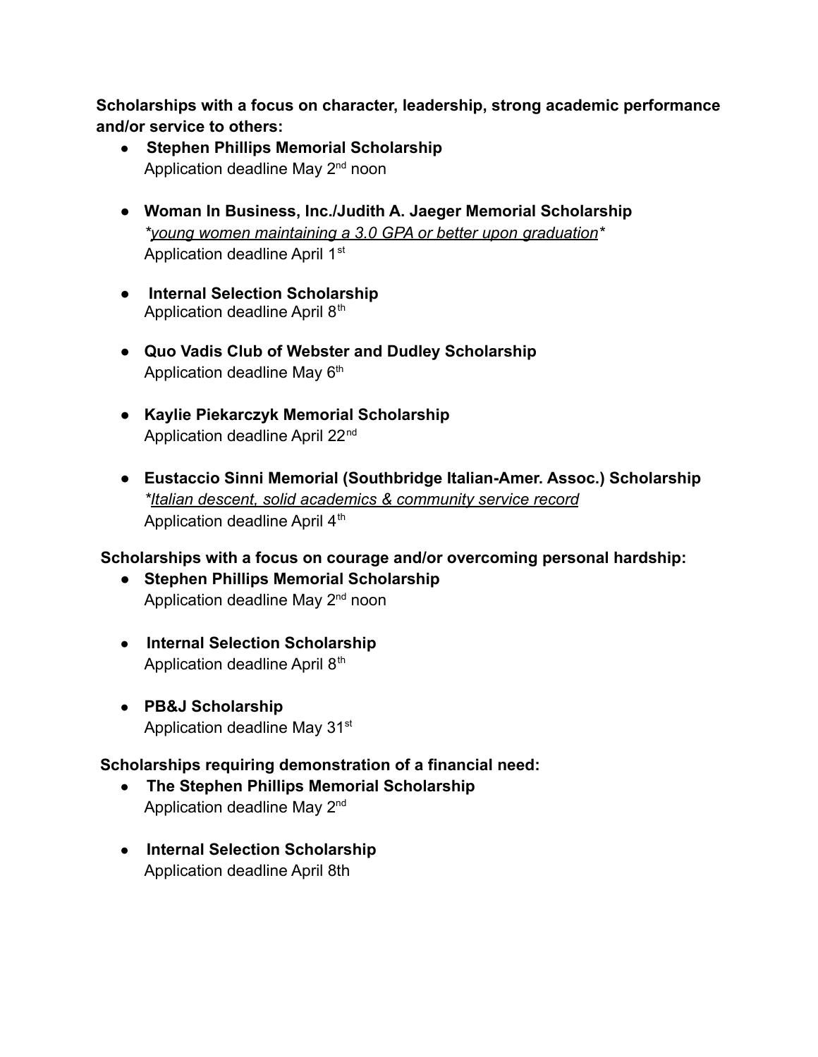**Scholarships with a focus on character, leadership, strong academic performance and/or service to others:**

- **Stephen Phillips Memorial Scholarship**
  Application deadline May 2nd noon

- **Woman In Business, Inc./Judith A. Jaeger Memorial Scholarship**
  *\*young women maintaining a 3.0 GPA or better upon graduation\**
  Application deadline April 1st

- **Internal Selection Scholarship**
  Application deadline April 8th

- **Quo Vadis Club of Webster and Dudley Scholarship**
  Application deadline May 6th

- **Kaylie Piekarczyk Memorial Scholarship**
  Application deadline April 22nd

- **Eustaccio Sinni Memorial (Southbridge Italian-Amer. Assoc.) Scholarship**
  *\*Italian descent, solid academics & community service record*
  Application deadline April 4th

**Scholarships with a focus on courage and/or overcoming personal hardship:**

- **Stephen Phillips Memorial Scholarship**
  Application deadline May 2nd noon

- **Internal Selection Scholarship**
  Application deadline April 8th

- **PB&J Scholarship**
  Application deadline May 31st

**Scholarships requiring demonstration of a financial need:**

- **The Stephen Phillips Memorial Scholarship**
  Application deadline May 2nd

- **Internal Selection Scholarship**
  Application deadline April 8th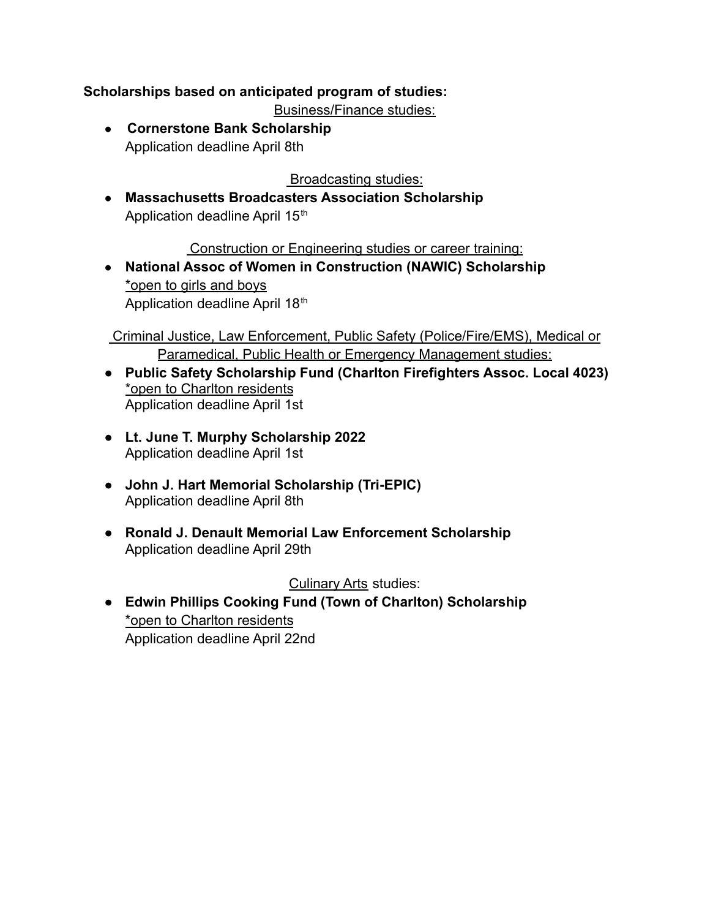**Scholarships based on anticipated program of studies:**

Business/Finance studies:

- **Cornerstone Bank Scholarship**
  Application deadline April 8th

Broadcasting studies:

- **Massachusetts Broadcasters Association Scholarship**
  Application deadline April 15th

Construction or Engineering studies or career training:

- **National Assoc of Women in Construction (NAWIC) Scholarship**
  *open to girls and boys
  Application deadline April 18th

Criminal Justice, Law Enforcement, Public Safety (Police/Fire/EMS), Medical or Paramedical, Public Health or Emergency Management studies:

- **Public Safety Scholarship Fund (Charlton Firefighters Assoc. Local 4023)**
  *open to Charlton residents
  Application deadline April 1st

- **Lt. June T. Murphy Scholarship 2022**
  Application deadline April 1st

- **John J. Hart Memorial Scholarship (Tri-EPIC)**
  Application deadline April 8th

- **Ronald J. Denault Memorial Law Enforcement Scholarship**
  Application deadline April 29th

Culinary Arts studies:

- **Edwin Phillips Cooking Fund (Town of Charlton) Scholarship**
  *open to Charlton residents
  Application deadline April 22nd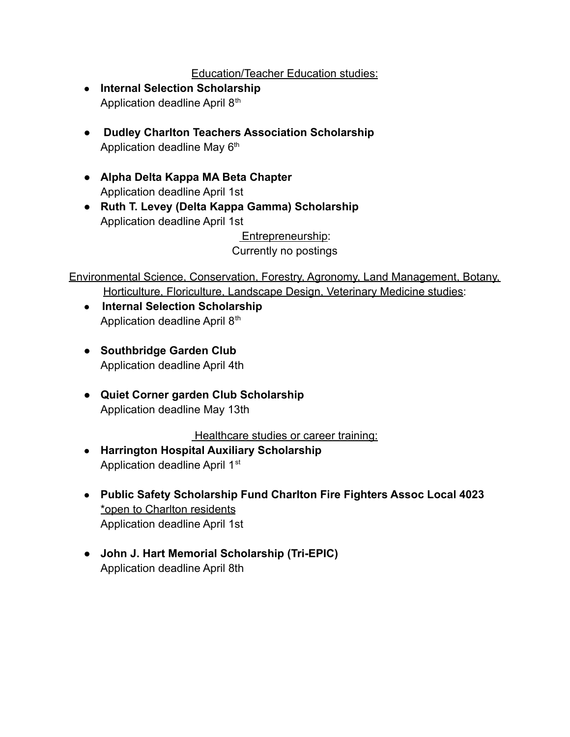<u>Education/Teacher Education studies:</u>

- **Internal Selection Scholarship**
  Application deadline April 8th

- **Dudley Charlton Teachers Association Scholarship**
  Application deadline May 6th

- **Alpha Delta Kappa MA Beta Chapter**
  Application deadline April 1st
- **Ruth T. Levey (Delta Kappa Gamma) Scholarship**
  Application deadline April 1st

<u>Entrepreneurship</u>:

Currently no postings

<u>Environmental Science, Conservation, Forestry, Agronomy, Land Management, Botany, Horticulture, Floriculture, Landscape Design, Veterinary Medicine studies</u>:

- **Internal Selection Scholarship**
  Application deadline April 8th

- **Southbridge Garden Club**
  Application deadline April 4th

- **Quiet Corner garden Club Scholarship**
  Application deadline May 13th

<u>Healthcare studies or career training:</u>

- **Harrington Hospital Auxiliary Scholarship**
  Application deadline April 1st

- **Public Safety Scholarship Fund Charlton Fire Fighters Assoc Local 4023**
  <u>*open to Charlton residents</u>
  Application deadline April 1st

- **John J. Hart Memorial Scholarship (Tri-EPIC)**
  Application deadline April 8th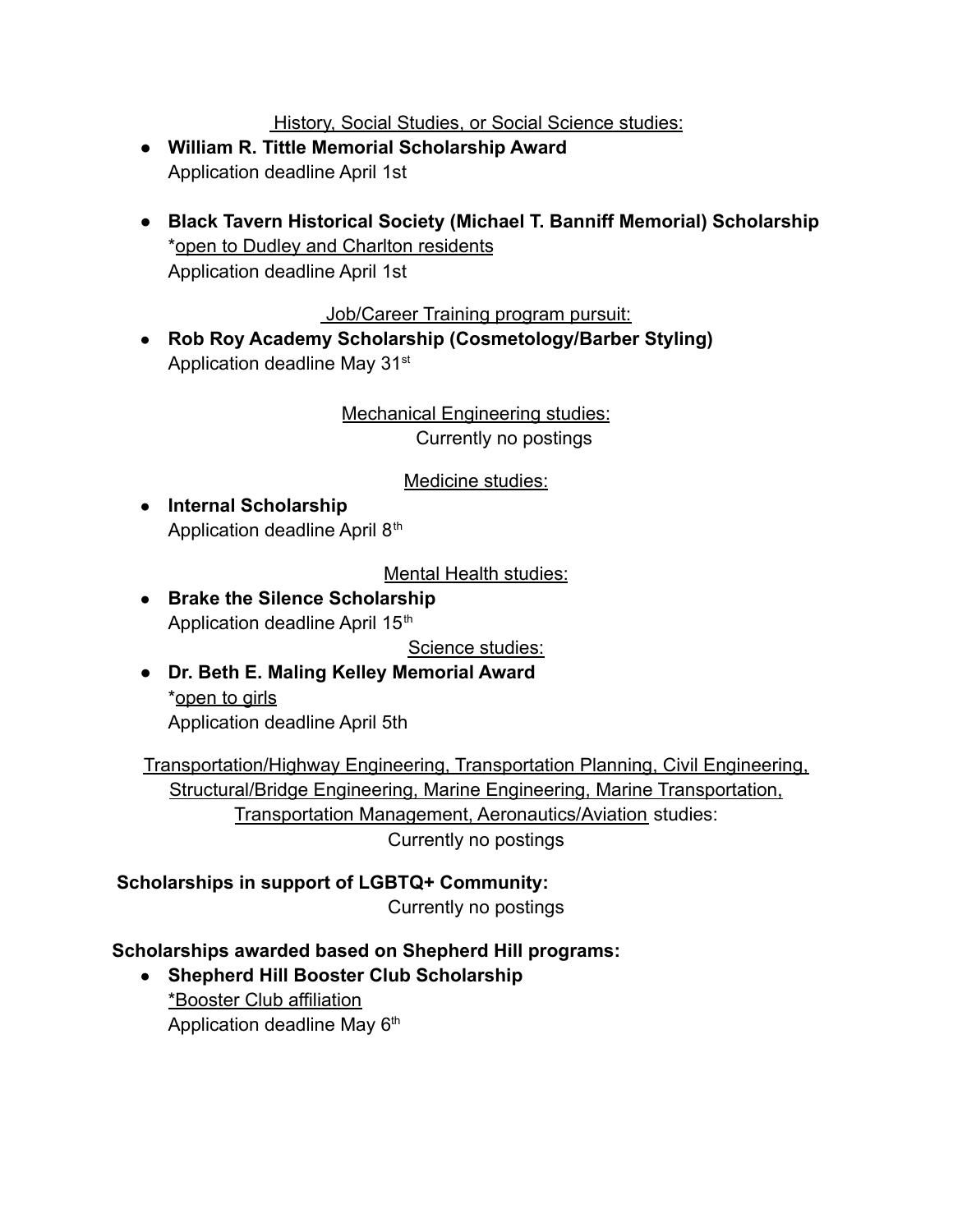History, Social Studies, or Social Science studies:

- **William R. Tittle Memorial Scholarship Award**
  Application deadline April 1st

- **Black Tavern Historical Society (Michael T. Banniff Memorial) Scholarship**
  *open to Dudley and Charlton residents
  Application deadline April 1st

Job/Career Training program pursuit:

- **Rob Roy Academy Scholarship (Cosmetology/Barber Styling)**
  Application deadline May 31st

Mechanical Engineering studies:
Currently no postings

Medicine studies:

- **Internal Scholarship**
  Application deadline April 8th

Mental Health studies:

- **Brake the Silence Scholarship**
  Application deadline April 15th

Science studies:

- **Dr. Beth E. Maling Kelley Memorial Award**
  *open to girls
  Application deadline April 5th

Transportation/Highway Engineering, Transportation Planning, Civil Engineering, Structural/Bridge Engineering, Marine Engineering, Marine Transportation, Transportation Management, Aeronautics/Aviation studies:
Currently no postings

**Scholarships in support of LGBTQ+ Community:**
Currently no postings

**Scholarships awarded based on Shepherd Hill programs:**

- **Shepherd Hill Booster Club Scholarship**
  *Booster Club affiliation
  Application deadline May 6th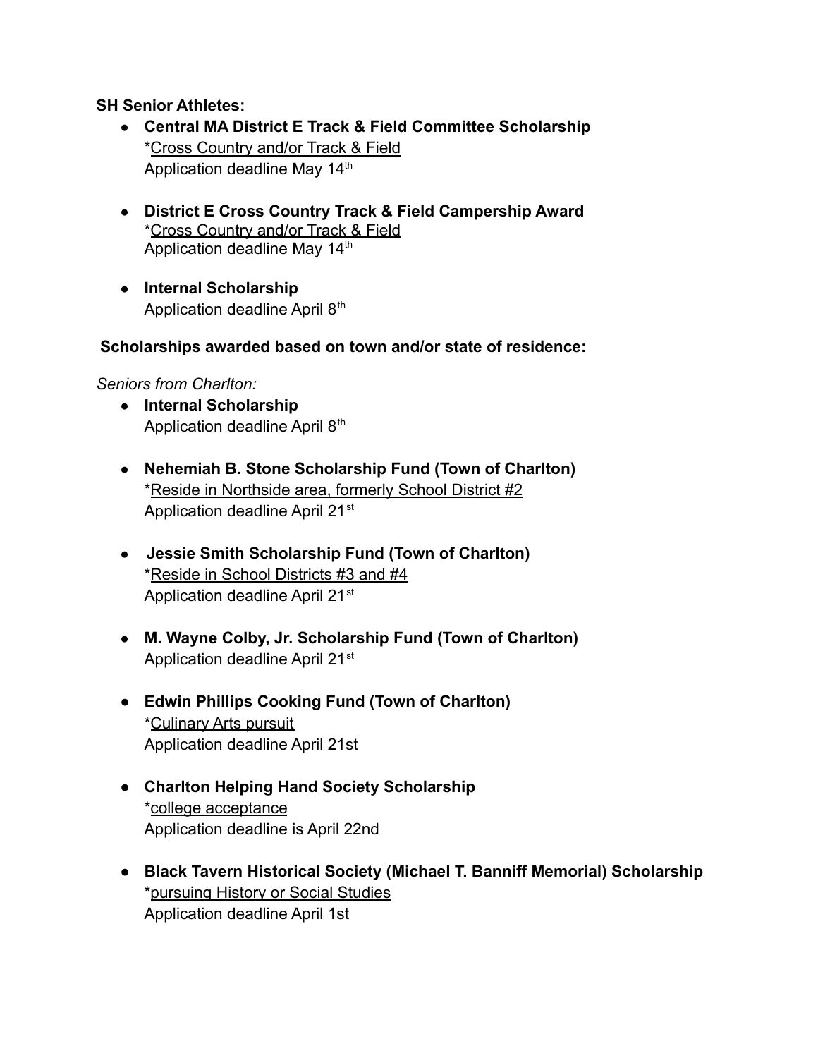**SH Senior Athletes:**

- **Central MA District E Track & Field Committee Scholarship**
  *Cross Country and/or Track & Field
  Application deadline May 14th

- **District E Cross Country Track & Field Campership Award**
  *Cross Country and/or Track & Field
  Application deadline May 14th

- **Internal Scholarship**
  Application deadline April 8th

**Scholarships awarded based on town and/or state of residence:**

*Seniors from Charlton:*

- **Internal Scholarship**
  Application deadline April 8th

- **Nehemiah B. Stone Scholarship Fund (Town of Charlton)**
  *Reside in Northside area, formerly School District #2
  Application deadline April 21st

- **Jessie Smith Scholarship Fund (Town of Charlton)**
  *Reside in School Districts #3 and #4
  Application deadline April 21st

- **M. Wayne Colby, Jr. Scholarship Fund (Town of Charlton)**
  Application deadline April 21st

- **Edwin Phillips Cooking Fund (Town of Charlton)**
  *Culinary Arts pursuit
  Application deadline April 21st

- **Charlton Helping Hand Society Scholarship**
  *college acceptance
  Application deadline is April 22nd

- **Black Tavern Historical Society (Michael T. Banniff Memorial) Scholarship**
  *pursuing History or Social Studies
  Application deadline April 1st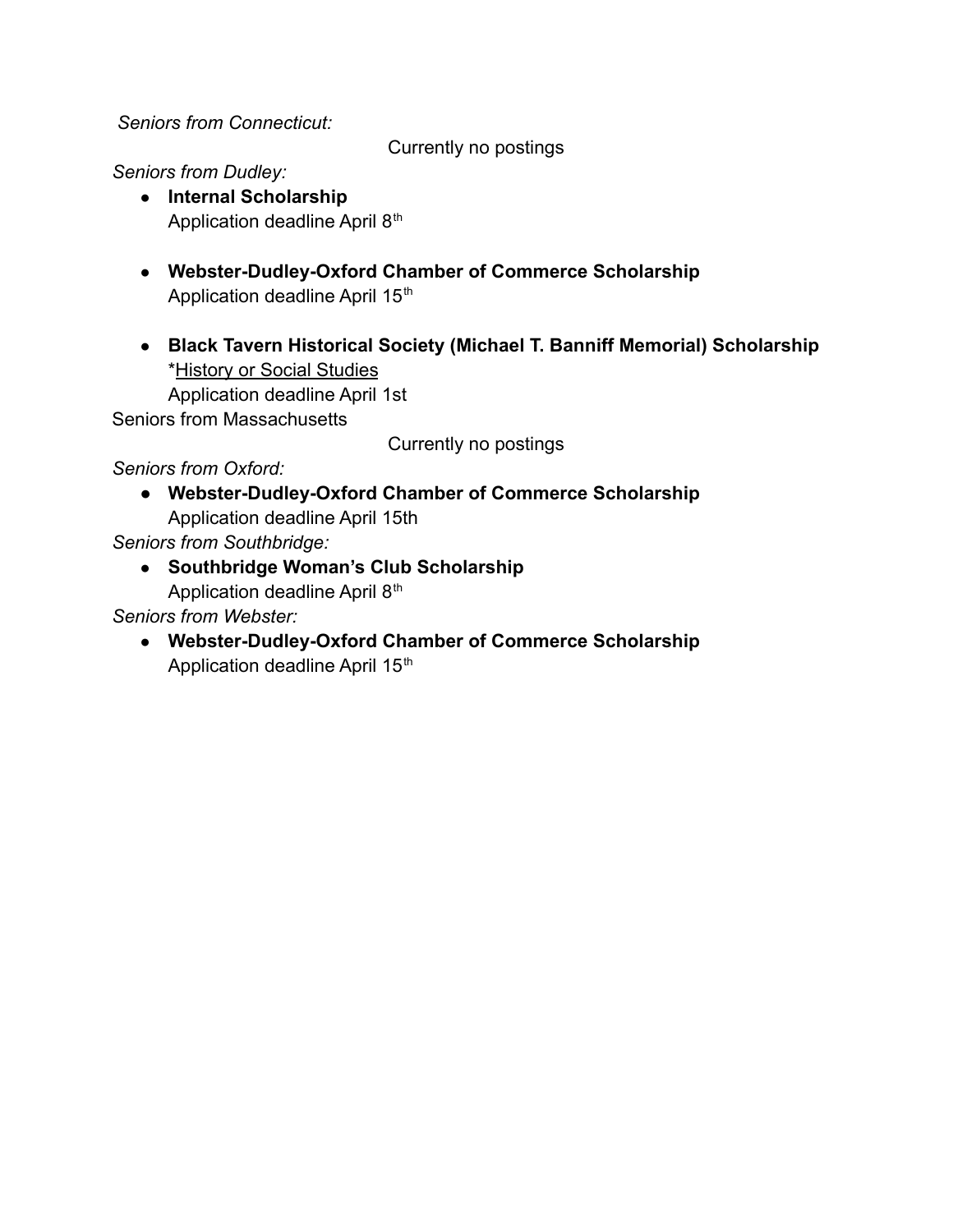*Seniors from Connecticut:*

Currently no postings

*Seniors from Dudley:*

- **Internal Scholarship**
  Application deadline April 8th

- **Webster-Dudley-Oxford Chamber of Commerce Scholarship**
  Application deadline April 15th

- **Black Tavern Historical Society (Michael T. Banniff Memorial) Scholarship**
  *History or Social Studies
  Application deadline April 1st

Seniors from Massachusetts

Currently no postings

*Seniors from Oxford:*

- **Webster-Dudley-Oxford Chamber of Commerce Scholarship**
  Application deadline April 15th

*Seniors from Southbridge:*

- **Southbridge Woman's Club Scholarship**
  Application deadline April 8th

*Seniors from Webster:*

- **Webster-Dudley-Oxford Chamber of Commerce Scholarship**
  Application deadline April 15th